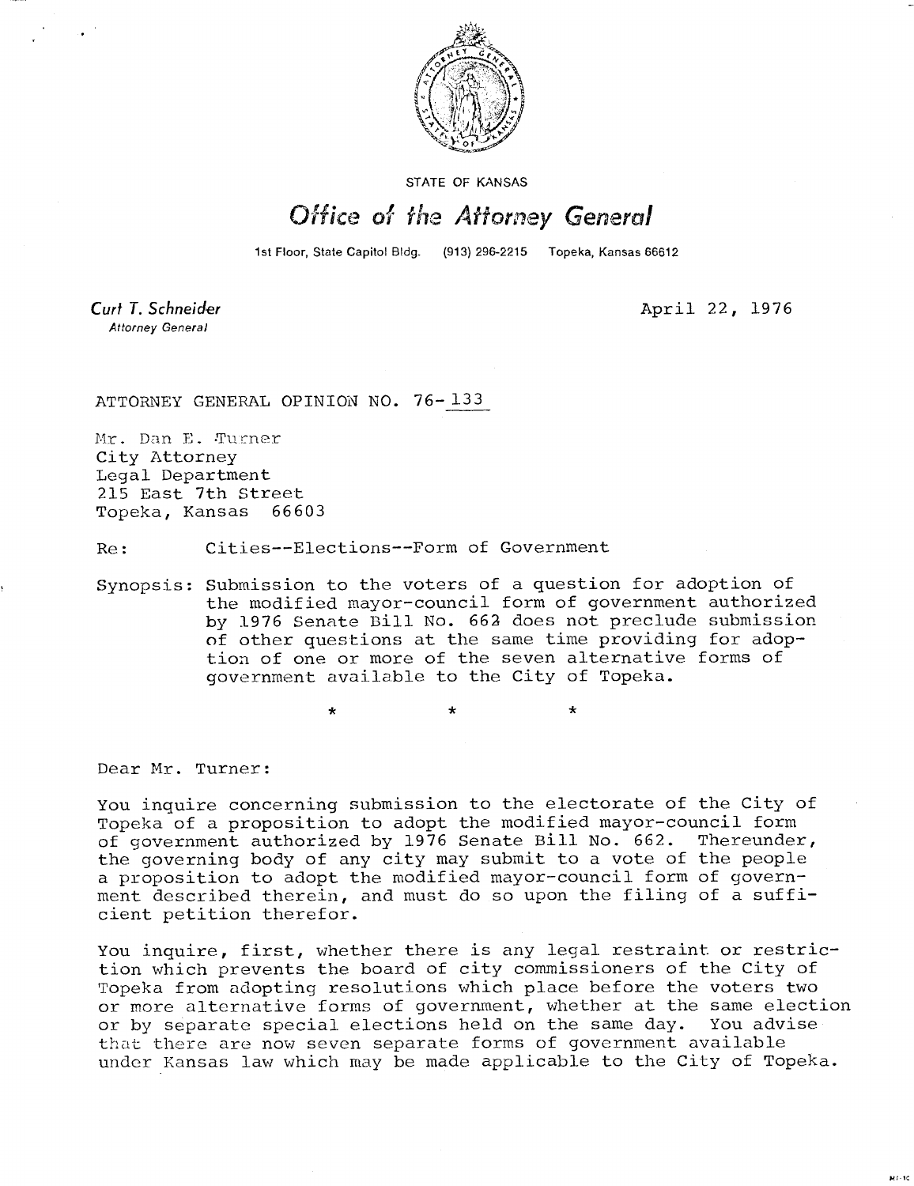STATE OF KANSAS

# Office of the Attorney General

1st Floor, State Capitol Bldg. (913) 296-2215 Topeka, Kansas 66612

*Curt T. Schneider*
Attorney General

April 22, 1976

ATTORNEY GENERAL OPINION NO. 76-133

Mr. Dan E. Turner
City Attorney
Legal Department
215 East 7th Street
Topeka, Kansas 66603

Re: Cities--Elections--Form of Government

Synopsis: Submission to the voters of a question for adoption of the modified mayor-council form of government authorized by 1976 Senate Bill No. 662 does not preclude submission of other questions at the same time providing for adoption of one or more of the seven alternative forms of government available to the City of Topeka.

\* \* \*

Dear Mr. Turner:

You inquire concerning submission to the electorate of the City of Topeka of a proposition to adopt the modified mayor-council form of government authorized by 1976 Senate Bill No. 662. Thereunder, the governing body of any city may submit to a vote of the people a proposition to adopt the modified mayor-council form of government described therein, and must do so upon the filing of a sufficient petition therefor.

You inquire, first, whether there is any legal restraint or restriction which prevents the board of city commissioners of the City of Topeka from adopting resolutions which place before the voters two or more alternative forms of government, whether at the same election or by separate special elections held on the same day. You advise that there are now seven separate forms of government available under Kansas law which may be made applicable to the City of Topeka.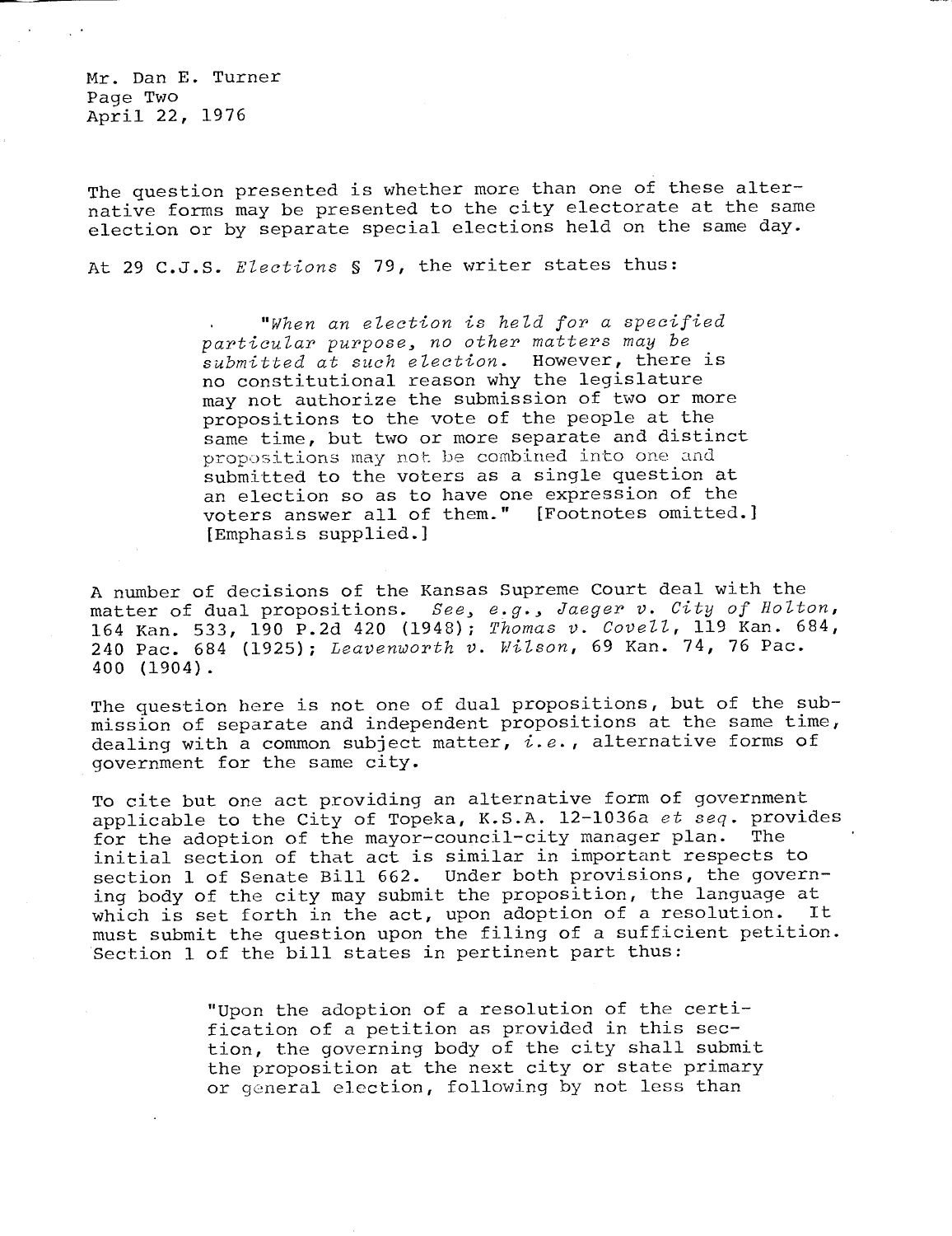The question presented is whether more than one of these alternative forms may be presented to the city electorate at the same election or by separate special elections held on the same day.

At 29 C.J.S. *Elections* § 79, the writer states thus:

> "*When an election is held for a specified particular purpose, no other matters may be submitted at such election.* However, there is no constitutional reason why the legislature may not authorize the submission of two or more propositions to the vote of the people at the same time, but two or more separate and distinct propositions may not be combined into one and submitted to the voters as a single question at an election so as to have one expression of the voters answer all of them." [Footnotes omitted.] [Emphasis supplied.]

A number of decisions of the Kansas Supreme Court deal with the matter of dual propositions. *See, e.g., Jaeger v. City of Holton*, 164 Kan. 533, 190 P.2d 420 (1948); *Thomas v. Covell*, 119 Kan. 684, 240 Pac. 684 (1925); *Leavenworth v. Wilson*, 69 Kan. 74, 76 Pac. 400 (1904).

The question here is not one of dual propositions, but of the submission of separate and independent propositions at the same time, dealing with a common subject matter, *i.e.*, alternative forms of government for the same city.

To cite but one act providing an alternative form of government applicable to the City of Topeka, K.S.A. 12-1036a *et seq.* provides for the adoption of the mayor-council-city manager plan. The initial section of that act is similar in important respects to section 1 of Senate Bill 662. Under both provisions, the governing body of the city may submit the proposition, the language at which is set forth in the act, upon adoption of a resolution. It must submit the question upon the filing of a sufficient petition. Section 1 of the bill states in pertinent part thus:

> "Upon the adoption of a resolution of the certification of a petition as provided in this section, the governing body of the city shall submit the proposition at the next city or state primary or general election, following by not less than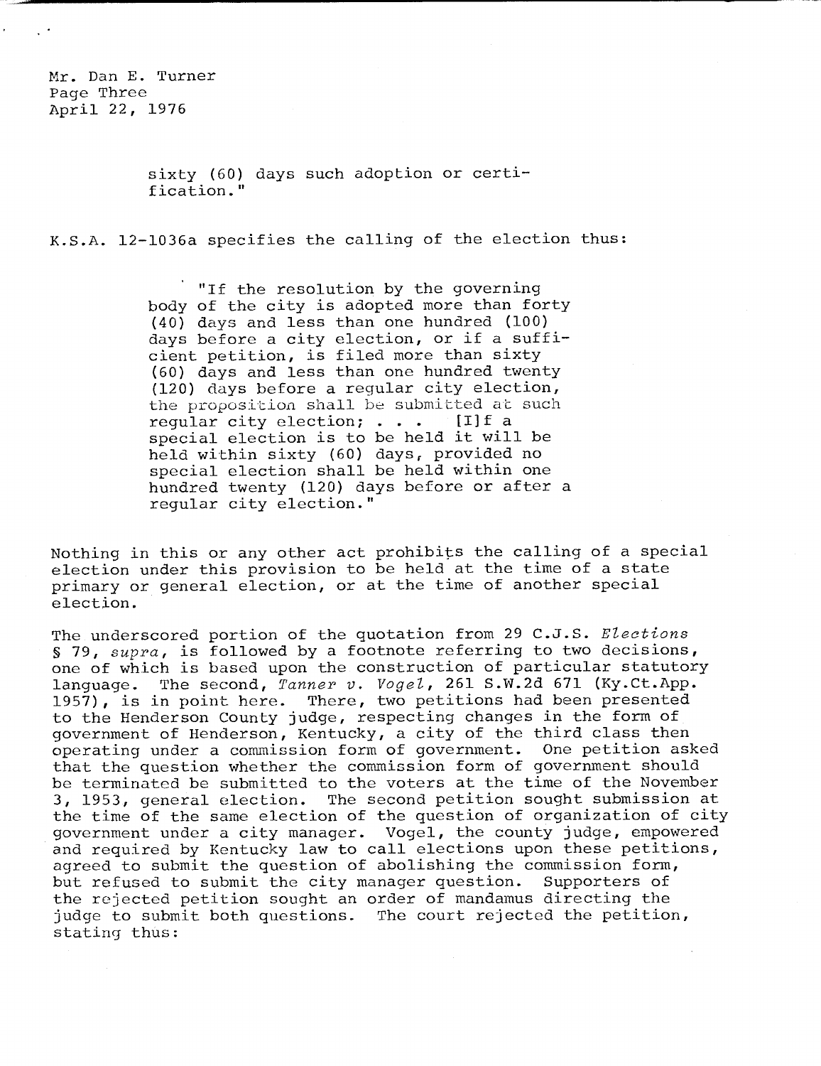sixty (60) days such adoption or certification."

K.S.A. 12-1036a specifies the calling of the election thus:

> "If the resolution by the governing body of the city is adopted more than forty (40) days and less than one hundred (100) days before a city election, or if a sufficient petition, is filed more than sixty (60) days and less than one hundred twenty (120) days before a regular city election, the proposition shall be submitted at such regular city election; . . . [I]f a special election is to be held it will be held within sixty (60) days, provided no special election shall be held within one hundred twenty (120) days before or after a regular city election."

Nothing in this or any other act prohibits the calling of a special election under this provision to be held at the time of a state primary or general election, or at the time of another special election.

The underscored portion of the quotation from 29 C.J.S. *Elections* § 79, *supra*, is followed by a footnote referring to two decisions, one of which is based upon the construction of particular statutory language. The second, *Tanner v. Vogel*, 261 S.W.2d 671 (Ky.Ct.App. 1957), is in point here. There, two petitions had been presented to the Henderson County judge, respecting changes in the form of government of Henderson, Kentucky, a city of the third class then operating under a commission form of government. One petition asked that the question whether the commission form of government should be terminated be submitted to the voters at the time of the November 3, 1953, general election. The second petition sought submission at the time of the same election of the question of organization of city government under a city manager. Vogel, the county judge, empowered and required by Kentucky law to call elections upon these petitions, agreed to submit the question of abolishing the commission form, but refused to submit the city manager question. Supporters of the rejected petition sought an order of mandamus directing the judge to submit both questions. The court rejected the petition, stating thus: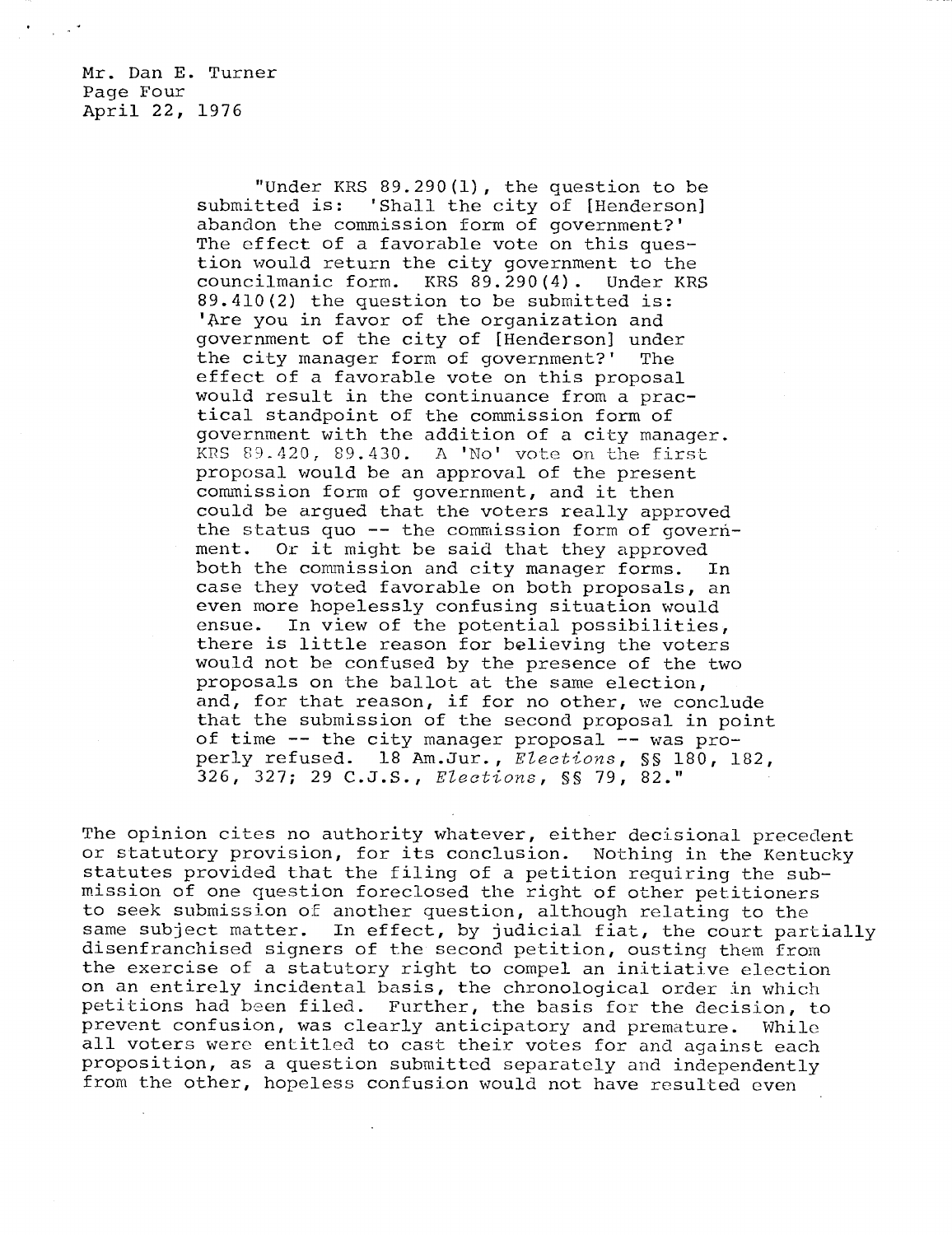"Under KRS 89.290(1), the question to be submitted is: 'Shall the city of [Henderson] abandon the commission form of government?' The effect of a favorable vote on this question would return the city government to the councilmanic form. KRS 89.290(4). Under KRS 89.410(2) the question to be submitted is: 'Are you in favor of the organization and government of the city of [Henderson] under the city manager form of government?' The effect of a favorable vote on this proposal would result in the continuance from a practical standpoint of the commission form of government with the addition of a city manager. KRS 89.420, 89.430. A 'No' vote on the first proposal would be an approval of the present commission form of government, and it then could be argued that the voters really approved the status quo -- the commission form of government. Or it might be said that they approved both the commission and city manager forms. In case they voted favorable on both proposals, an even more hopelessly confusing situation would ensue. In view of the potential possibilities, there is little reason for believing the voters would not be confused by the presence of the two proposals on the ballot at the same election, and, for that reason, if for no other, we conclude that the submission of the second proposal in point of time -- the city manager proposal -- was properly refused. 18 Am.Jur., *Elections*, §§ 180, 182, 326, 327; 29 C.J.S., *Elections*, §§ 79, 82."

The opinion cites no authority whatever, either decisional precedent or statutory provision, for its conclusion. Nothing in the Kentucky statutes provided that the filing of a petition requiring the submission of one question foreclosed the right of other petitioners to seek submission of another question, although relating to the same subject matter. In effect, by judicial fiat, the court partially disenfranchised signers of the second petition, ousting them from the exercise of a statutory right to compel an initiative election on an entirely incidental basis, the chronological order in which petitions had been filed. Further, the basis for the decision, to prevent confusion, was clearly anticipatory and premature. While all voters were entitled to cast their votes for and against each proposition, as a question submitted separately and independently from the other, hopeless confusion would not have resulted even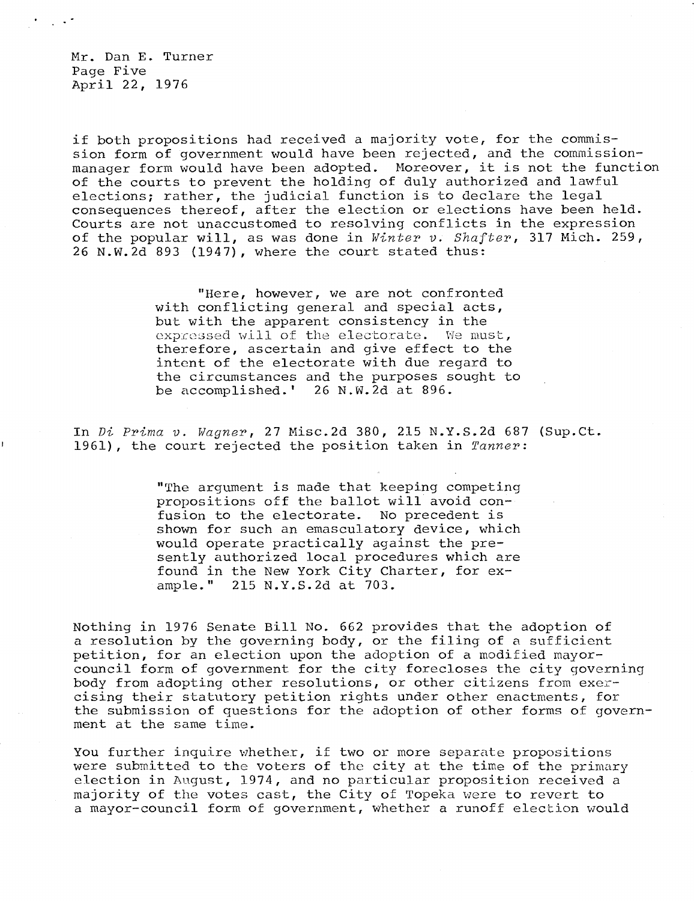if both propositions had received a majority vote, for the commission form of government would have been rejected, and the commission-manager form would have been adopted. Moreover, it is not the function of the courts to prevent the holding of duly authorized and lawful elections; rather, the judicial function is to declare the legal consequences thereof, after the election or elections have been held. Courts are not unaccustomed to resolving conflicts in the expression of the popular will, as was done in *Winter v. Shafter*, 317 Mich. 259, 26 N.W.2d 893 (1947), where the court stated thus:

> "Here, however, we are not confronted with conflicting general and special acts, but with the apparent consistency in the expressed will of the electorate. We must, therefore, ascertain and give effect to the intent of the electorate with due regard to the circumstances and the purposes sought to be accomplished.' 26 N.W.2d at 896.

In *Di Prima v. Wagner*, 27 Misc.2d 380, 215 N.Y.S.2d 687 (Sup.Ct. 1961), the court rejected the position taken in *Tanner*:

> "The argument is made that keeping competing propositions off the ballot will avoid confusion to the electorate. No precedent is shown for such an emasculatory device, which would operate practically against the presently authorized local procedures which are found in the New York City Charter, for example." 215 N.Y.S.2d at 703.

Nothing in 1976 Senate Bill No. 662 provides that the adoption of a resolution by the governing body, or the filing of a sufficient petition, for an election upon the adoption of a modified mayor-council form of government for the city forecloses the city governing body from adopting other resolutions, or other citizens from exercising their statutory petition rights under other enactments, for the submission of questions for the adoption of other forms of government at the same time.

You further inquire whether, if two or more separate propositions were submitted to the voters of the city at the time of the primary election in August, 1974, and no particular proposition received a majority of the votes cast, the City of Topeka were to revert to a mayor-council form of government, whether a runoff election would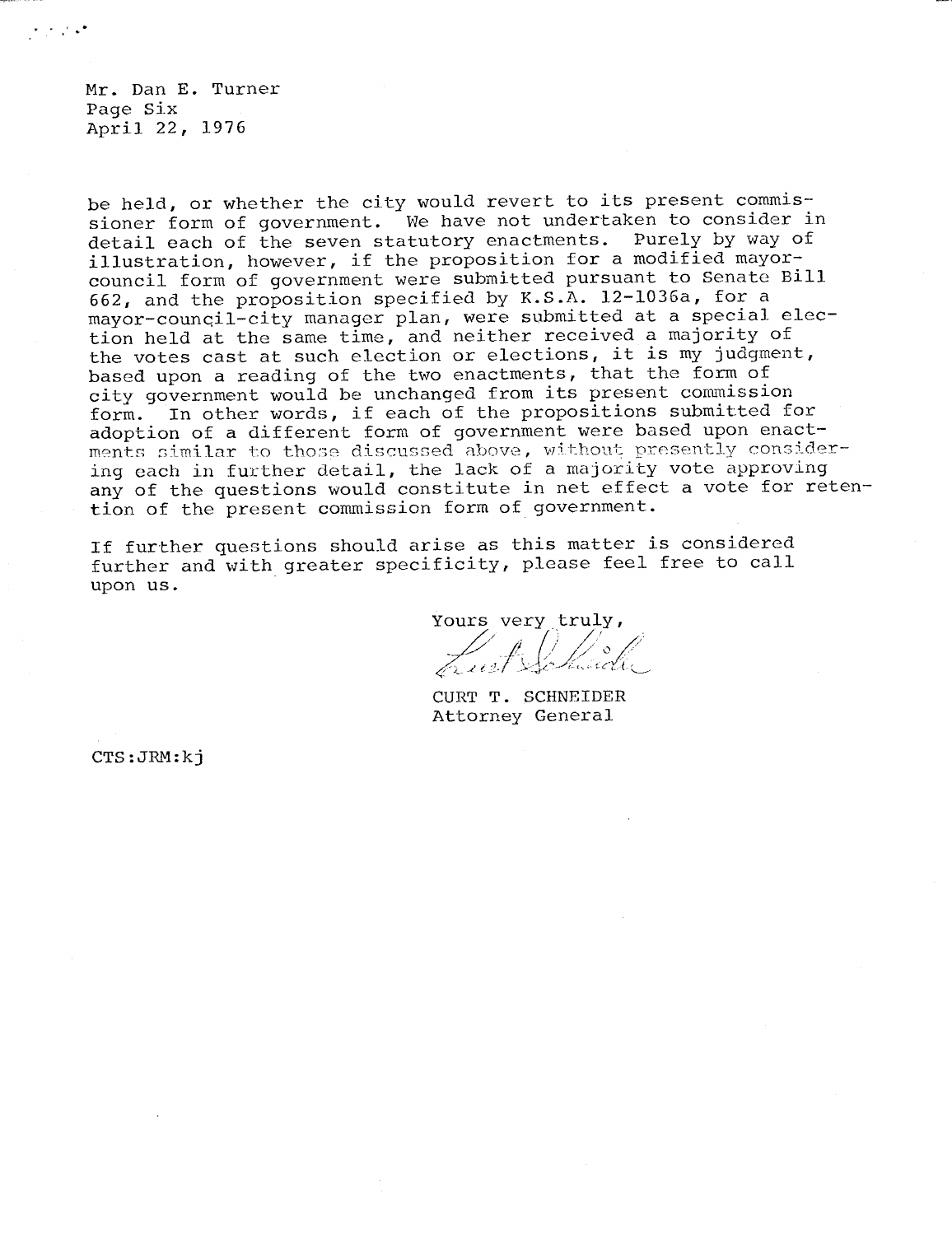Mr. Dan E. Turner
Page Six
April 22, 1976

be held, or whether the city would revert to its present commissioner form of government. We have not undertaken to consider in detail each of the seven statutory enactments. Purely by way of illustration, however, if the proposition for a modified mayor-council form of government were submitted pursuant to Senate Bill 662, and the proposition specified by K.S.A. 12-1036a, for a mayor-council-city manager plan, were submitted at a special election held at the same time, and neither received a majority of the votes cast at such election or elections, it is my judgment, based upon a reading of the two enactments, that the form of city government would be unchanged from its present commission form. In other words, if each of the propositions submitted for adoption of a different form of government were based upon enactments similar to those discussed above, without presently considering each in further detail, the lack of a majority vote approving any of the questions would constitute in net effect a vote for retention of the present commission form of government.

If further questions should arise as this matter is considered further and with greater specificity, please feel free to call upon us.

Yours very truly,

CURT T. SCHNEIDER
Attorney General

CTS:JRM:kj